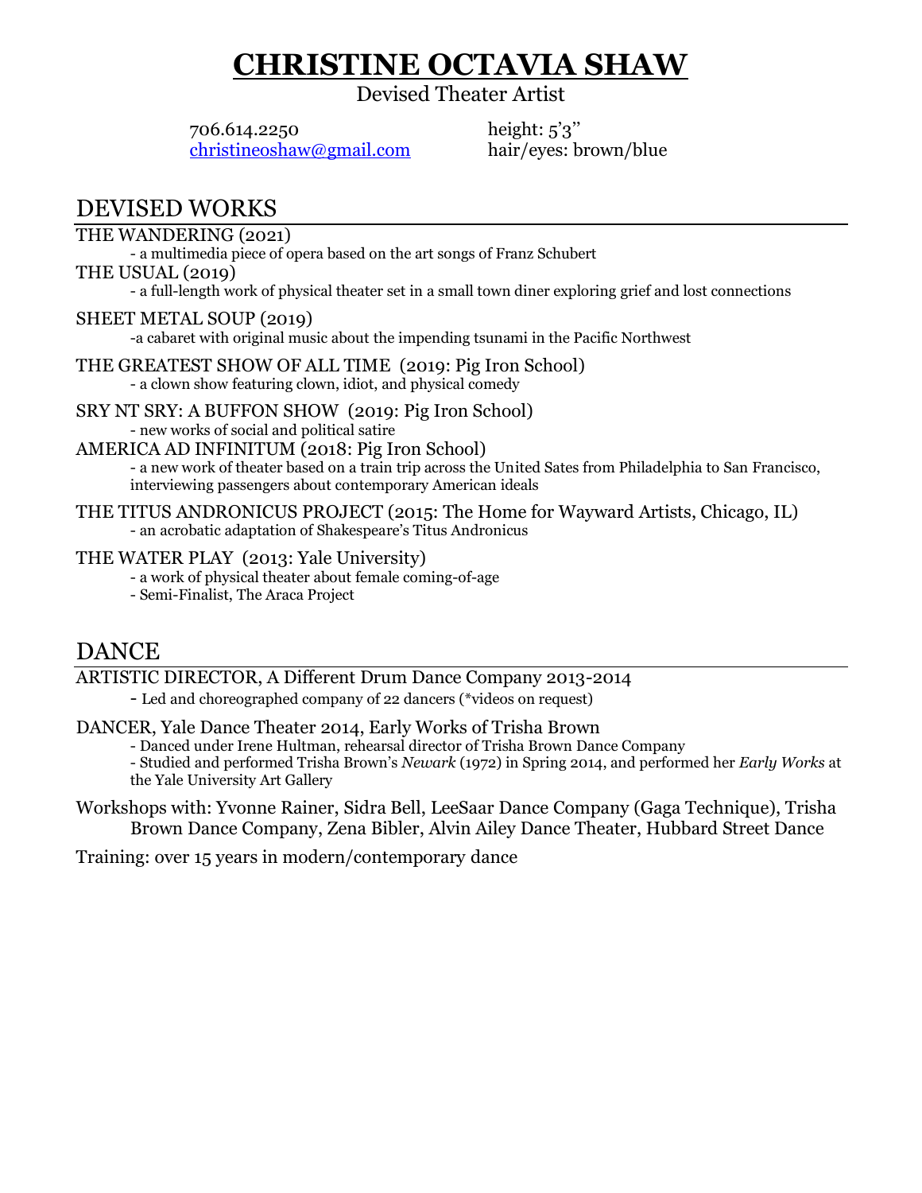# CHRISTINE OCTAVIA SHAW

Devised Theater Artist

706.614.2250
christineoshaw@gmail.com

height: 5'3"
hair/eyes: brown/blue

## DEVISED WORKS

THE WANDERING (2021)
- a multimedia piece of opera based on the art songs of Franz Schubert

THE USUAL (2019)
- a full-length work of physical theater set in a small town diner exploring grief and lost connections

SHEET METAL SOUP (2019)
-a cabaret with original music about the impending tsunami in the Pacific Northwest

THE GREATEST SHOW OF ALL TIME (2019: Pig Iron School)
- a clown show featuring clown, idiot, and physical comedy

SRY NT SRY: A BUFFON SHOW (2019: Pig Iron School)
- new works of social and political satire

AMERICA AD INFINITUM (2018: Pig Iron School)
- a new work of theater based on a train trip across the United Sates from Philadelphia to San Francisco, interviewing passengers about contemporary American ideals

THE TITUS ANDRONICUS PROJECT (2015: The Home for Wayward Artists, Chicago, IL)
- an acrobatic adaptation of Shakespeare's Titus Andronicus

THE WATER PLAY (2013: Yale University)
- a work of physical theater about female coming-of-age
- Semi-Finalist, The Araca Project

## DANCE

ARTISTIC DIRECTOR, A Different Drum Dance Company 2013-2014
- Led and choreographed company of 22 dancers (*videos on request)

DANCER, Yale Dance Theater 2014, Early Works of Trisha Brown
- Danced under Irene Hultman, rehearsal director of Trisha Brown Dance Company
- Studied and performed Trisha Brown's *Newark* (1972) in Spring 2014, and performed her *Early Works* at the Yale University Art Gallery

Workshops with: Yvonne Rainer, Sidra Bell, LeeSaar Dance Company (Gaga Technique), Trisha Brown Dance Company, Zena Bibler, Alvin Ailey Dance Theater, Hubbard Street Dance

Training: over 15 years in modern/contemporary dance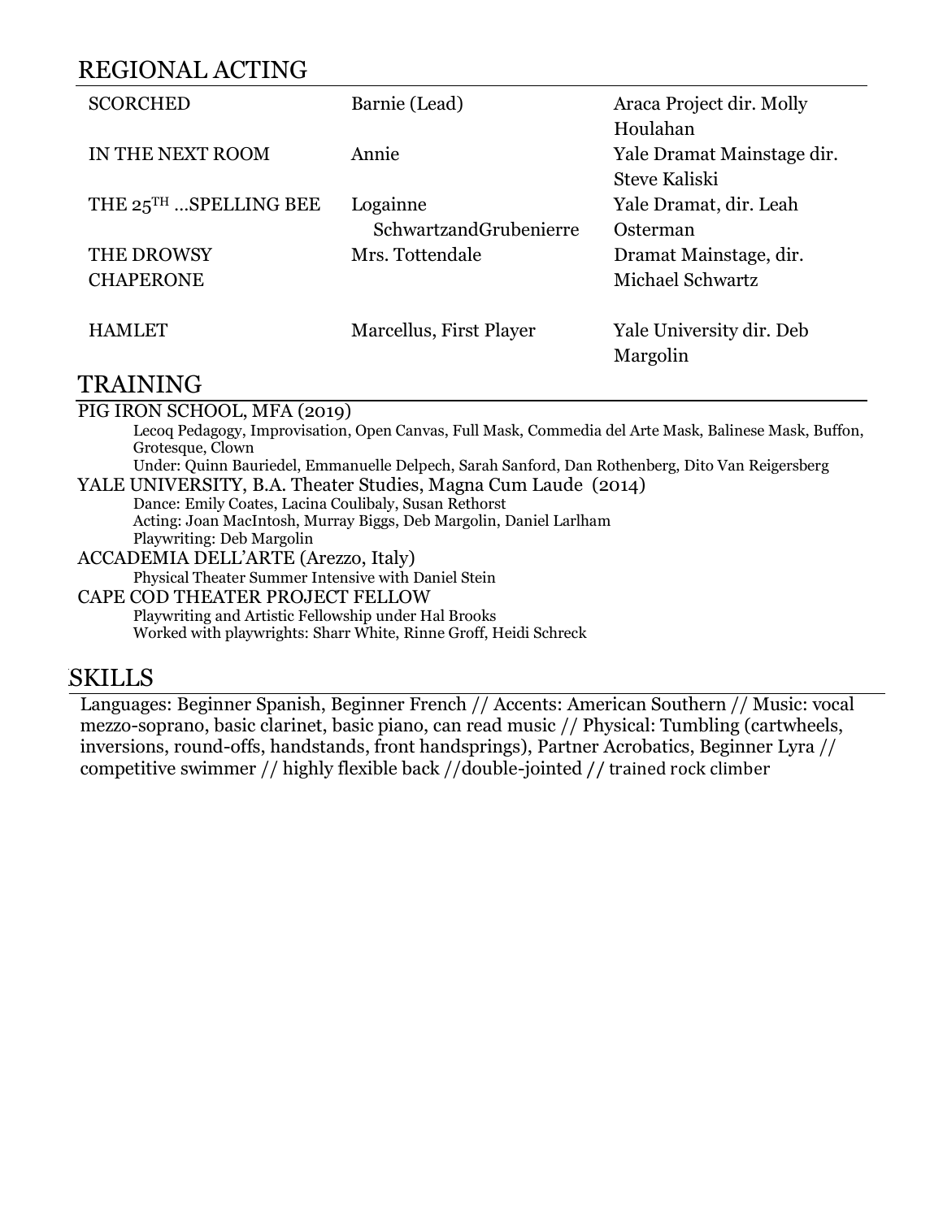## REGIONAL ACTING

| | | |
|---|---|---|
| SCORCHED | Barnie (Lead) | Araca Project dir. Molly Houlahan |
| IN THE NEXT ROOM | Annie | Yale Dramat Mainstage dir. Steve Kaliski |
| THE 25TH …SPELLING BEE | Logainne SchwartzandGrubenierre | Yale Dramat, dir. Leah Osterman |
| THE DROWSY CHAPERONE | Mrs. Tottendale | Dramat Mainstage, dir. Michael Schwartz |
| HAMLET | Marcellus, First Player | Yale University dir. Deb Margolin |

## TRAINING

PIG IRON SCHOOL, MFA (2019)

Lecoq Pedagogy, Improvisation, Open Canvas, Full Mask, Commedia del Arte Mask, Balinese Mask, Buffon, Grotesque, Clown

Under: Quinn Bauriedel, Emmanuelle Delpech, Sarah Sanford, Dan Rothenberg, Dito Van Reigersberg

YALE UNIVERSITY, B.A. Theater Studies, Magna Cum Laude (2014)

Dance: Emily Coates, Lacina Coulibaly, Susan Rethorst

Acting: Joan MacIntosh, Murray Biggs, Deb Margolin, Daniel Larlham

Playwriting: Deb Margolin

ACCADEMIA DELL'ARTE (Arezzo, Italy)

Physical Theater Summer Intensive with Daniel Stein

CAPE COD THEATER PROJECT FELLOW

Playwriting and Artistic Fellowship under Hal Brooks

Worked with playwrights: Sharr White, Rinne Groff, Heidi Schreck

## SKILLS

Languages: Beginner Spanish, Beginner French // Accents: American Southern // Music: vocal mezzo-soprano, basic clarinet, basic piano, can read music // Physical: Tumbling (cartwheels, inversions, round-offs, handstands, front handsprings), Partner Acrobatics, Beginner Lyra // competitive swimmer // highly flexible back //double-jointed // trained rock climber